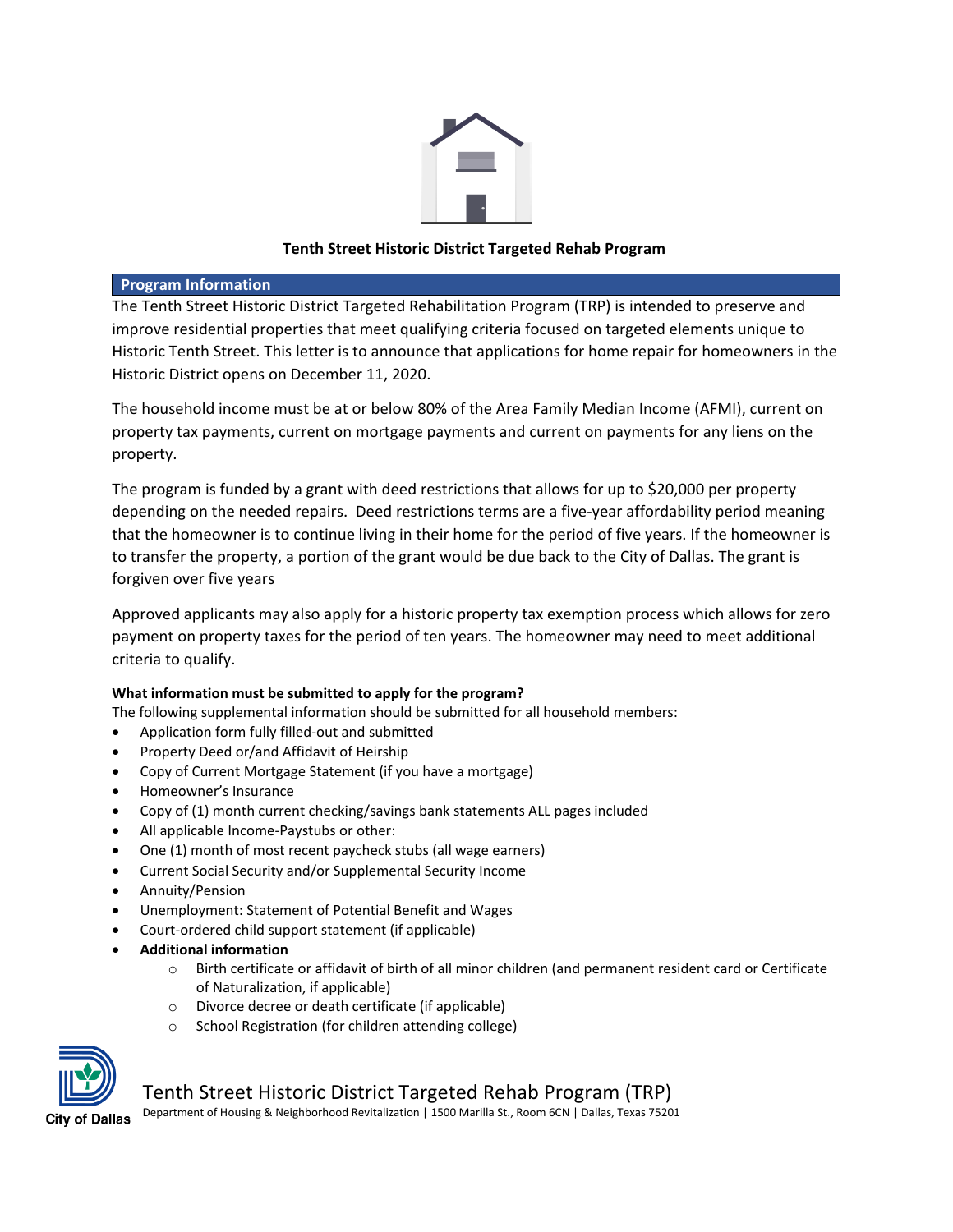# Tenth Street Historic District Targeted Rehab Program

## Program Information

The Tenth Street Historic District Targeted Rehabilitation Program (TRP) is intended to preserve and improve residential properties that meet qualifying criteria focused on targeted elements unique to Historic Tenth Street. This letter is to announce that applications for home repair for homeowners in the Historic District opens on December 11, 2020.

The household income must be at or below 80% of the Area Family Median Income (AFMI), current on property tax payments, current on mortgage payments and current on payments for any liens on the property.

The program is funded by a grant with deed restrictions that allows for up to $20,000 per property depending on the needed repairs. Deed restrictions terms are a five-year affordability period meaning that the homeowner is to continue living in their home for the period of five years. If the homeowner is to transfer the property, a portion of the grant would be due back to the City of Dallas. The grant is forgiven over five years

Approved applicants may also apply for a historic property tax exemption process which allows for zero payment on property taxes for the period of ten years. The homeowner may need to meet additional criteria to qualify.

**What information must be submitted to apply for the program?**

The following supplemental information should be submitted for all household members:

- Application form fully filled-out and submitted
- Property Deed or/and Affidavit of Heirship
- Copy of Current Mortgage Statement (if you have a mortgage)
- Homeowner's Insurance
- Copy of (1) month current checking/savings bank statements ALL pages included
- All applicable Income-Paystubs or other:
- One (1) month of most recent paycheck stubs (all wage earners)
- Current Social Security and/or Supplemental Security Income
- Annuity/Pension
- Unemployment: Statement of Potential Benefit and Wages
- Court-ordered child support statement (if applicable)
- **Additional information**
  - Birth certificate or affidavit of birth of all minor children (and permanent resident card or Certificate of Naturalization, if applicable)
  - Divorce decree or death certificate (if applicable)
  - School Registration (for children attending college)

Tenth Street Historic District Targeted Rehab Program (TRP)
Department of Housing & Neighborhood Revitalization | 1500 Marilla St., Room 6CN | Dallas, Texas 75201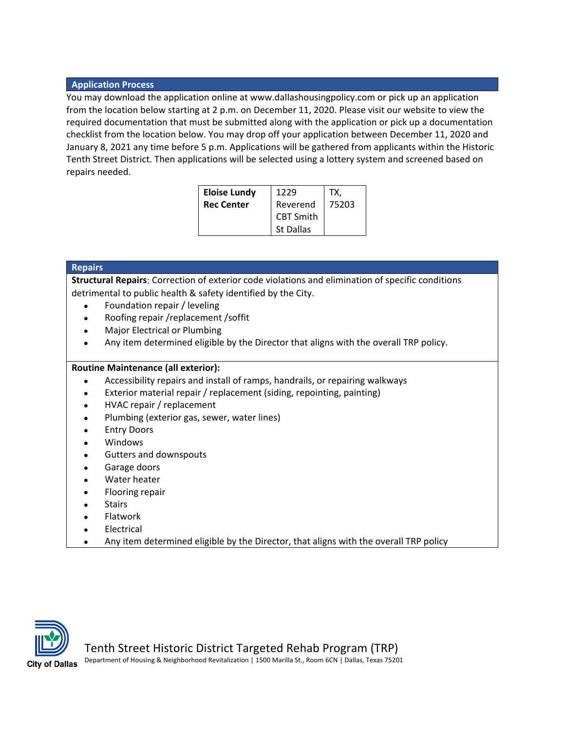## Application Process

You may download the application online at www.dallashousingpolicy.com or pick up an application from the location below starting at 2 p.m. on December 11, 2020. Please visit our website to view the required documentation that must be submitted along with the application or pick up a documentation checklist from the location below. You may drop off your application between December 11, 2020 and January 8, 2021 any time before 5 p.m. Applications will be gathered from applicants within the Historic Tenth Street District. Then applications will be selected using a lottery system and screened based on repairs needed.

| | | |
|---|---|---|
| **Eloise Lundy Rec Center** | 1229 Reverend CBT Smith St Dallas | TX, 75203 |

## Repairs

**Structural Repairs**: Correction of exterior code violations and elimination of specific conditions detrimental to public health & safety identified by the City.

- Foundation repair / leveling
- Roofing repair /replacement /soffit
- Major Electrical or Plumbing
- Any item determined eligible by the Director that aligns with the overall TRP policy.

**Routine Maintenance (all exterior):**

- Accessibility repairs and install of ramps, handrails, or repairing walkways
- Exterior material repair / replacement (siding, repointing, painting)
- HVAC repair / replacement
- Plumbing (exterior gas, sewer, water lines)
- Entry Doors
- Windows
- Gutters and downspouts
- Garage doors
- Water heater
- Flooring repair
- Stairs
- Flatwork
- Electrical
- Any item determined eligible by the Director, that aligns with the overall TRP policy

City of Dallas

Tenth Street Historic District Targeted Rehab Program (TRP)

Department of Housing & Neighborhood Revitalization | 1500 Marilla St., Room 6CN | Dallas, Texas 75201